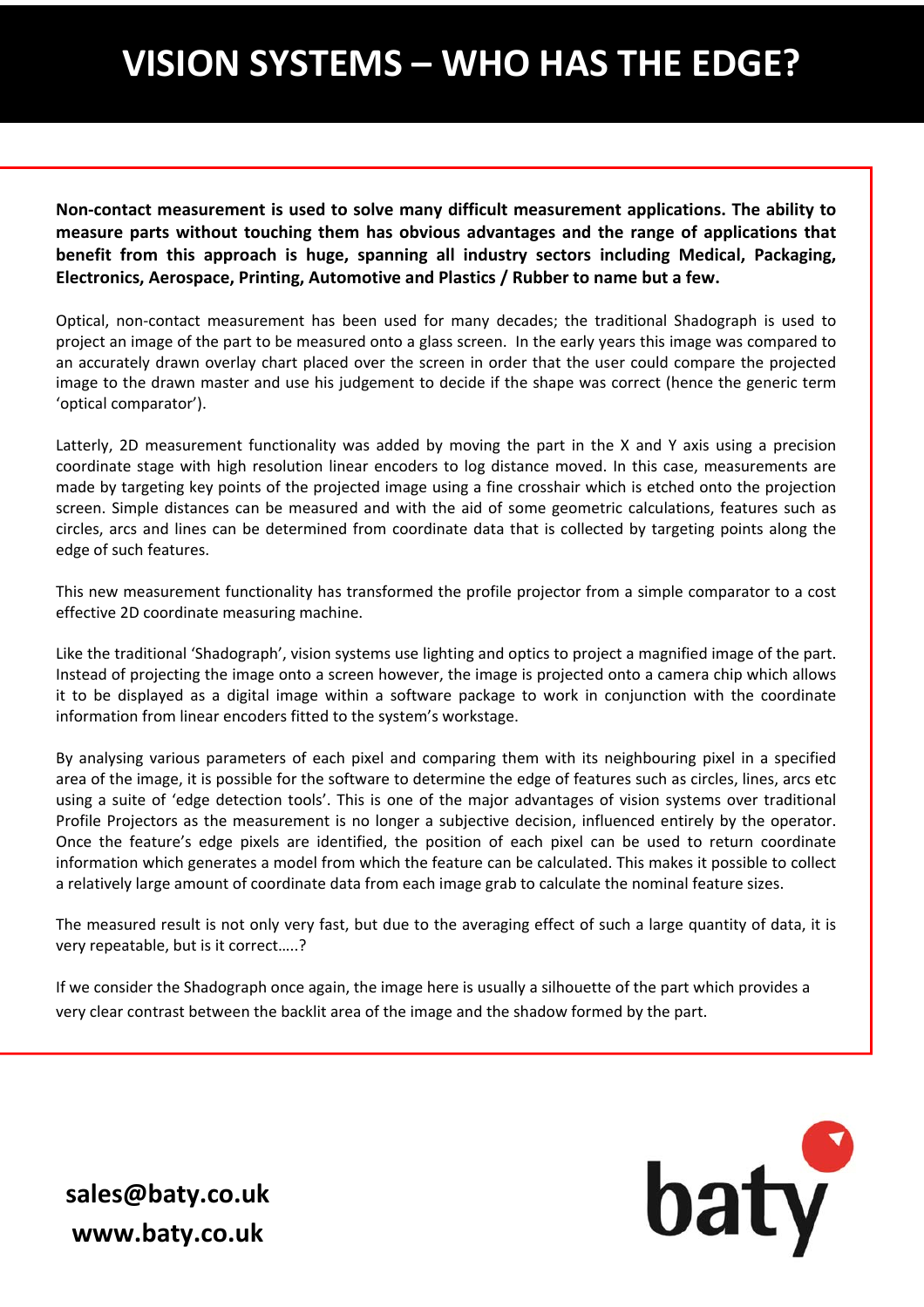# VISION SYSTEMS – WHO HAS THE EDGE?

**Non-contact measurement is used to solve many difficult measurement applications. The ability to measure parts without touching them has obvious advantages and the range of applications that benefit from this approach is huge, spanning all industry sectors including Medical, Packaging, Electronics, Aerospace, Printing, Automotive and Plastics / Rubber to name but a few.**

Optical, non-contact measurement has been used for many decades; the traditional Shadograph is used to project an image of the part to be measured onto a glass screen. In the early years this image was compared to an accurately drawn overlay chart placed over the screen in order that the user could compare the projected image to the drawn master and use his judgement to decide if the shape was correct (hence the generic term 'optical comparator').

Latterly, 2D measurement functionality was added by moving the part in the X and Y axis using a precision coordinate stage with high resolution linear encoders to log distance moved. In this case, measurements are made by targeting key points of the projected image using a fine crosshair which is etched onto the projection screen. Simple distances can be measured and with the aid of some geometric calculations, features such as circles, arcs and lines can be determined from coordinate data that is collected by targeting points along the edge of such features.

This new measurement functionality has transformed the profile projector from a simple comparator to a cost effective 2D coordinate measuring machine.

Like the traditional 'Shadograph', vision systems use lighting and optics to project a magnified image of the part. Instead of projecting the image onto a screen however, the image is projected onto a camera chip which allows it to be displayed as a digital image within a software package to work in conjunction with the coordinate information from linear encoders fitted to the system's workstage.

By analysing various parameters of each pixel and comparing them with its neighbouring pixel in a specified area of the image, it is possible for the software to determine the edge of features such as circles, lines, arcs etc using a suite of 'edge detection tools'. This is one of the major advantages of vision systems over traditional Profile Projectors as the measurement is no longer a subjective decision, influenced entirely by the operator. Once the feature's edge pixels are identified, the position of each pixel can be used to return coordinate information which generates a model from which the feature can be calculated. This makes it possible to collect a relatively large amount of coordinate data from each image grab to calculate the nominal feature sizes.

The measured result is not only very fast, but due to the averaging effect of such a large quantity of data, it is very repeatable, but is it correct…..?

If we consider the Shadograph once again, the image here is usually a silhouette of the part which provides a very clear contrast between the backlit area of the image and the shadow formed by the part.

**sales@baty.co.uk**
**www.baty.co.uk**

baty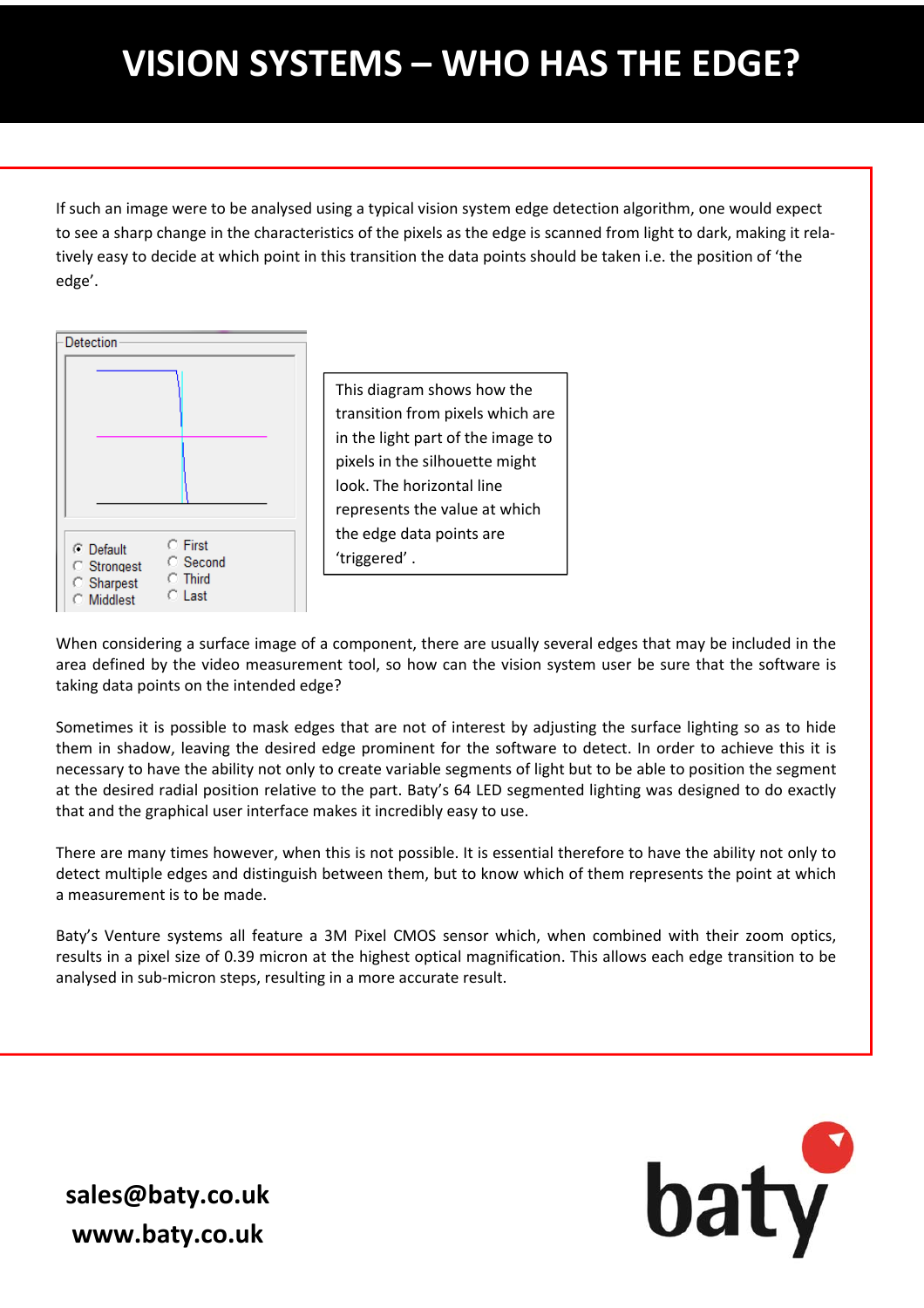# VISION SYSTEMS – WHO HAS THE EDGE?

If such an image were to be analysed using a typical vision system edge detection algorithm, one would expect to see a sharp change in the characteristics of the pixels as the edge is scanned from light to dark, making it relatively easy to decide at which point in this transition the data points should be taken i.e. the position of 'the edge'.

Detection

Default
Strongest
Sharpest
Middlest
First
Second
Third
Last

This diagram shows how the transition from pixels which are in the light part of the image to pixels in the silhouette might look. The horizontal line represents the value at which the edge data points are 'triggered' .

When considering a surface image of a component, there are usually several edges that may be included in the area defined by the video measurement tool, so how can the vision system user be sure that the software is taking data points on the intended edge?

Sometimes it is possible to mask edges that are not of interest by adjusting the surface lighting so as to hide them in shadow, leaving the desired edge prominent for the software to detect. In order to achieve this it is necessary to have the ability not only to create variable segments of light but to be able to position the segment at the desired radial position relative to the part. Baty's 64 LED segmented lighting was designed to do exactly that and the graphical user interface makes it incredibly easy to use.

There are many times however, when this is not possible. It is essential therefore to have the ability not only to detect multiple edges and distinguish between them, but to know which of them represents the point at which a measurement is to be made.

Baty's Venture systems all feature a 3M Pixel CMOS sensor which, when combined with their zoom optics, results in a pixel size of 0.39 micron at the highest optical magnification. This allows each edge transition to be analysed in sub-micron steps, resulting in a more accurate result.

**sales@baty.co.uk**
**www.baty.co.uk**

baty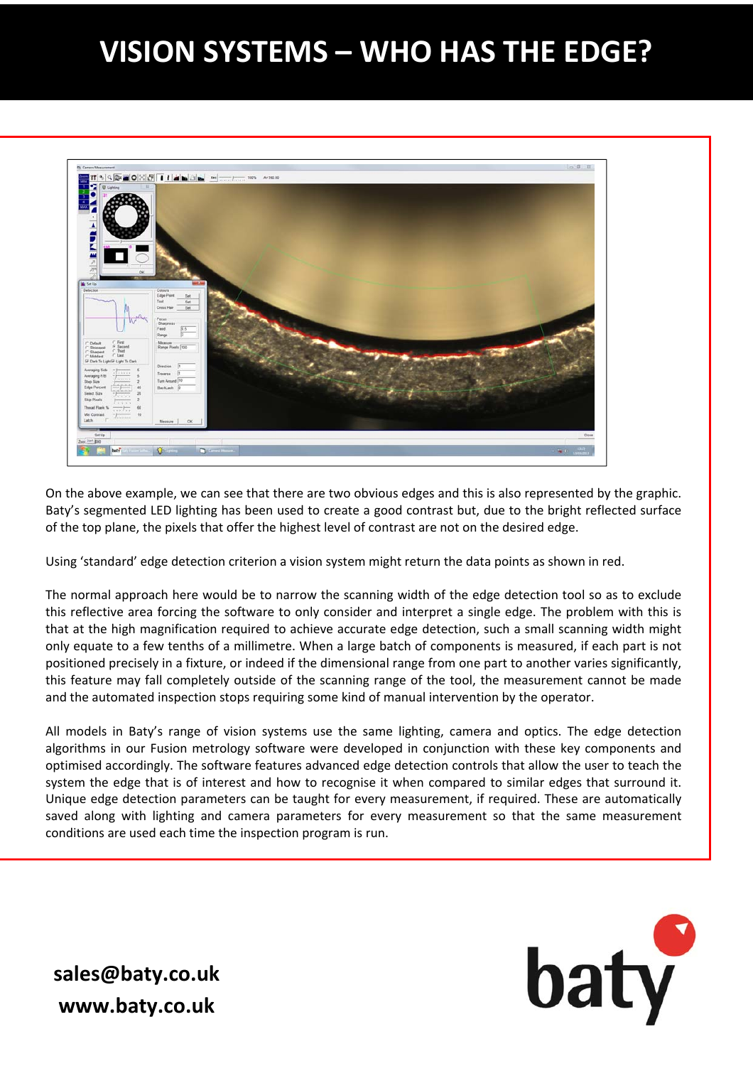# VISION SYSTEMS – WHO HAS THE EDGE?

On the above example, we can see that there are two obvious edges and this is also represented by the graphic. Baty's segmented LED lighting has been used to create a good contrast but, due to the bright reflected surface of the top plane, the pixels that offer the highest level of contrast are not on the desired edge.

Using 'standard' edge detection criterion a vision system might return the data points as shown in red.

The normal approach here would be to narrow the scanning width of the edge detection tool so as to exclude this reflective area forcing the software to only consider and interpret a single edge. The problem with this is that at the high magnification required to achieve accurate edge detection, such a small scanning width might only equate to a few tenths of a millimetre. When a large batch of components is measured, if each part is not positioned precisely in a fixture, or indeed if the dimensional range from one part to another varies significantly, this feature may fall completely outside of the scanning range of the tool, the measurement cannot be made and the automated inspection stops requiring some kind of manual intervention by the operator.

All models in Baty's range of vision systems use the same lighting, camera and optics. The edge detection algorithms in our Fusion metrology software were developed in conjunction with these key components and optimised accordingly. The software features advanced edge detection controls that allow the user to teach the system the edge that is of interest and how to recognise it when compared to similar edges that surround it. Unique edge detection parameters can be taught for every measurement, if required. These are automatically saved along with lighting and camera parameters for every measurement so that the same measurement conditions are used each time the inspection program is run.

**sales@baty.co.uk**
**www.baty.co.uk**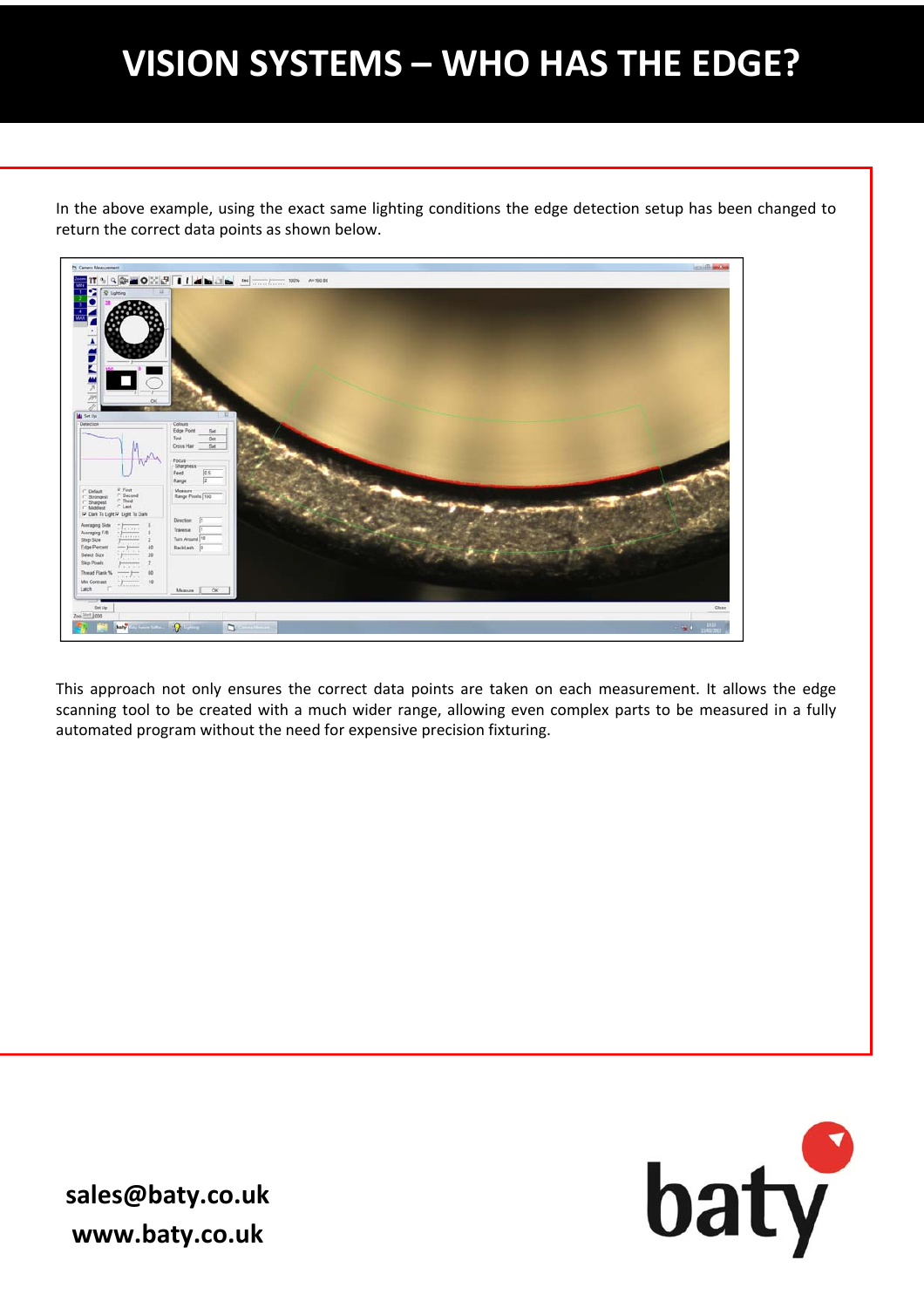# VISION SYSTEMS – WHO HAS THE EDGE?

In the above example, using the exact same lighting conditions the edge detection setup has been changed to return the correct data points as shown below.

This approach not only ensures the correct data points are taken on each measurement. It allows the edge scanning tool to be created with a much wider range, allowing even complex parts to be measured in a fully automated program without the need for expensive precision fixturing.

**sales@baty.co.uk**
**www.baty.co.uk**

baty